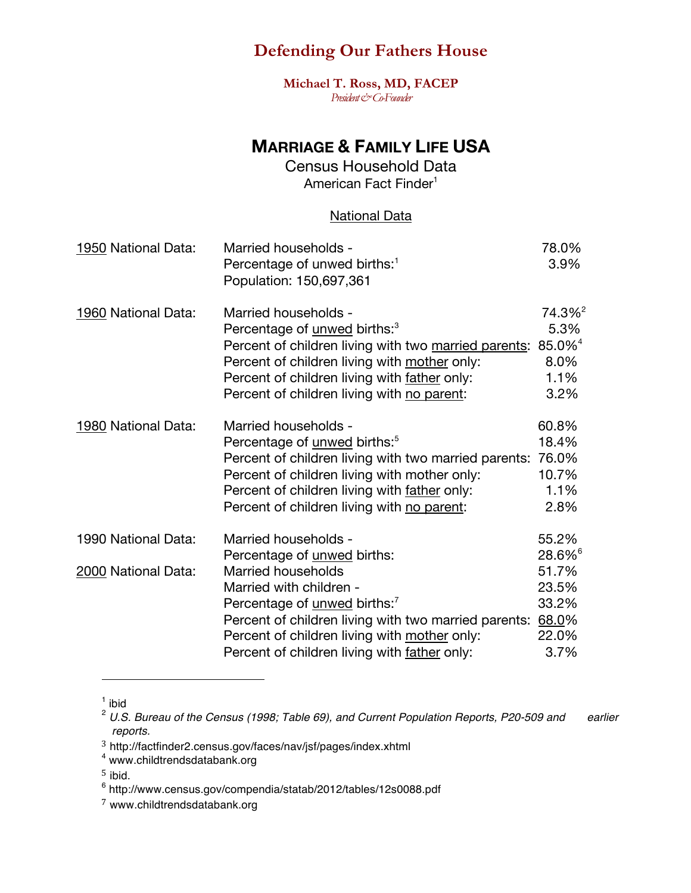# Defending Our Fathers House

**Michael T. Ross, MD, FACEP**
*President & Co-Founder*

## MARRIAGE & FAMILY LIFE USA

Census Household Data
American Fact Finder[1]

National Data

| | | |
|---|---|---|
| 1950 National Data: | Married households - | 78.0% |
| | Percentage of unwed births:[1] | 3.9% |
| | Population: 150,697,361 | |
| 1960 National Data: | Married households - | 74.3%[2] |
| | Percentage of unwed births:[3] | 5.3% |
| | Percent of children living with two married parents: | 85.0%[4] |
| | Percent of children living with mother only: | 8.0% |
| | Percent of children living with father only: | 1.1% |
| | Percent of children living with no parent: | 3.2% |
| 1980 National Data: | Married households - | 60.8% |
| | Percentage of unwed births:[5] | 18.4% |
| | Percent of children living with two married parents: | 76.0% |
| | Percent of children living with mother only: | 10.7% |
| | Percent of children living with father only: | 1.1% |
| | Percent of children living with no parent: | 2.8% |
| 1990 National Data: | Married households - | 55.2% |
| | Percentage of unwed births: | 28.6%[6] |
| 2000 National Data: | Married households | 51.7% |
| | Married with children - | 23.5% |
| | Percentage of unwed births:[7] | 33.2% |
| | Percent of children living with two married parents: | 68.0% |
| | Percent of children living with mother only: | 22.0% |
| | Percent of children living with father only: | 3.7% |

---

[1] ibid
[2] *U.S. Bureau of the Census (1998; Table 69), and Current Population Reports, P20-509 and earlier reports.*
[3] http://factfinder2.census.gov/faces/nav/jsf/pages/index.xhtml
[4] www.childtrendsdatabank.org
[5] ibid.
[6] http://www.census.gov/compendia/statab/2012/tables/12s0088.pdf
[7] www.childtrendsdatabank.org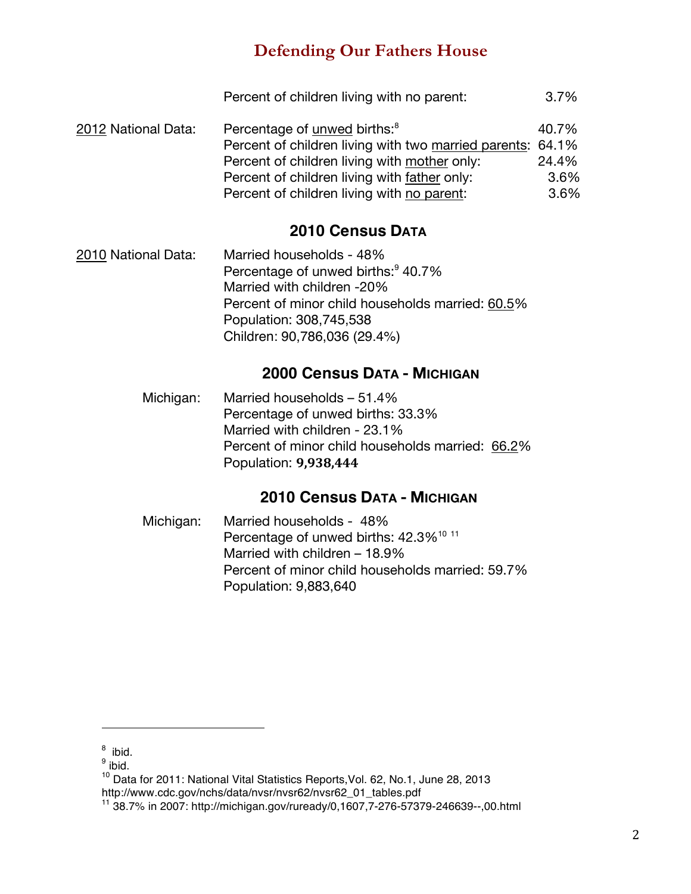Percent of children living with no parent: 3.7%

<u>2012</u> National Data:

- Percentage of <u>unwed</u> births:[8] 40.7%
- Percent of children living with two <u>married parents</u>: 64.1%
- Percent of children living with <u>mother</u> only: 24.4%
- Percent of children living with <u>father</u> only: 3.6%
- Percent of children living with <u>no parent</u>: 3.6%

## 2010 Census DATA

<u>2010</u> National Data:

- Married households - 48%
- Percentage of unwed births:[9] 40.7%
- Married with children -20%
- Percent of minor child households married: <u>60.5</u>%
- Population: 308,745,538
- Children: 90,786,036 (29.4%)

## 2000 Census DATA - MICHIGAN

Michigan:

- Married households – 51.4%
- Percentage of unwed births: 33.3%
- Married with children - 23.1%
- Percent of minor child households married: <u>66.2</u>%
- Population: **9,938,444**

## 2010 Census DATA - MICHIGAN

Michigan:

- Married households - 48%
- Percentage of unwed births: 42.3%[10] [11]
- Married with children – 18.9%
- Percent of minor child households married: 59.7%
- Population: 9,883,640

---

[8] ibid.

[9] ibid.

[10] Data for 2011: National Vital Statistics Reports,Vol. 62, No.1, June 28, 2013 http://www.cdc.gov/nchs/data/nvsr/nvsr62/nvsr62_01_tables.pdf

[11] 38.7% in 2007: http://michigan.gov/ruready/0,1607,7-276-57379-246639--,00.html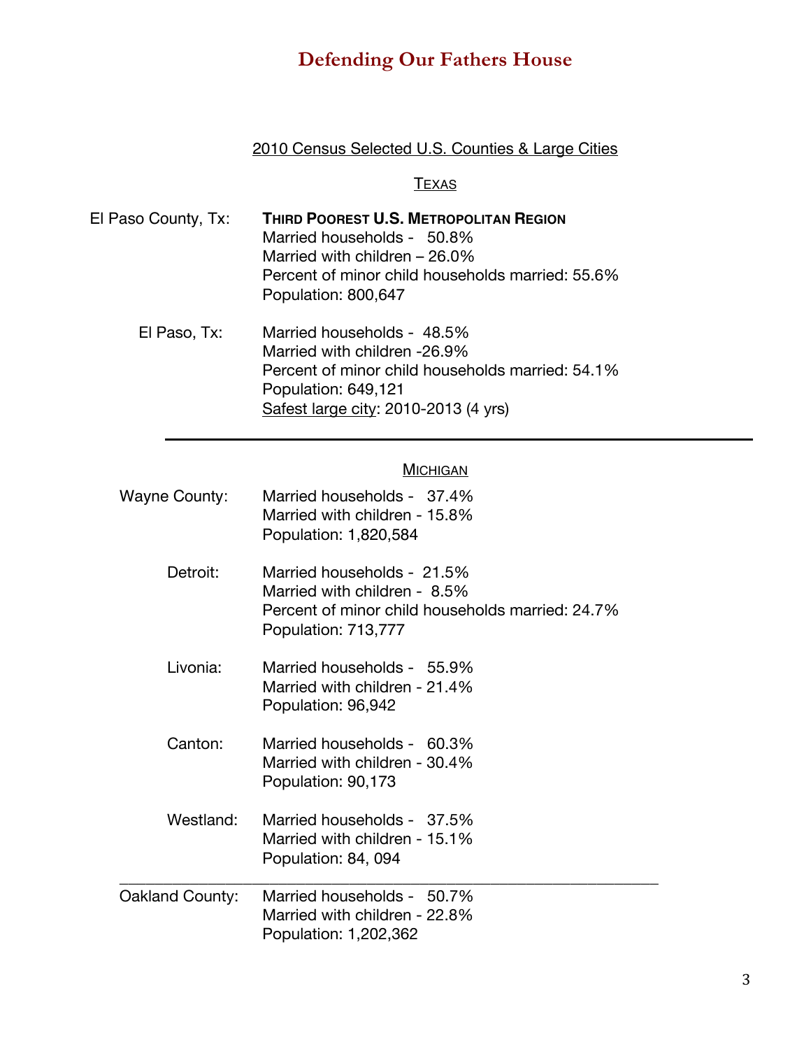## 2010 Census Selected U.S. Counties & Large Cities

### Texas

**El Paso County, Tx:**

**THIRD POOREST U.S. METROPOLITAN REGION**
Married households - 50.8%
Married with children – 26.0%
Percent of minor child households married: 55.6%
Population: 800,647

**El Paso, Tx:**

Married households - 48.5%
Married with children -26.9%
Percent of minor child households married: 54.1%
Population: 649,121
Safest large city: 2010-2013 (4 yrs)

---

### Michigan

**Wayne County:**

Married households - 37.4%
Married with children - 15.8%
Population: 1,820,584

**Detroit:**

Married households - 21.5%
Married with children - 8.5%
Percent of minor child households married: 24.7%
Population: 713,777

**Livonia:**

Married households - 55.9%
Married with children - 21.4%
Population: 96,942

**Canton:**

Married households - 60.3%
Married with children - 30.4%
Population: 90,173

**Westland:**

Married households - 37.5%
Married with children - 15.1%
Population: 84, 094

---

**Oakland County:**

Married households - 50.7%
Married with children - 22.8%
Population: 1,202,362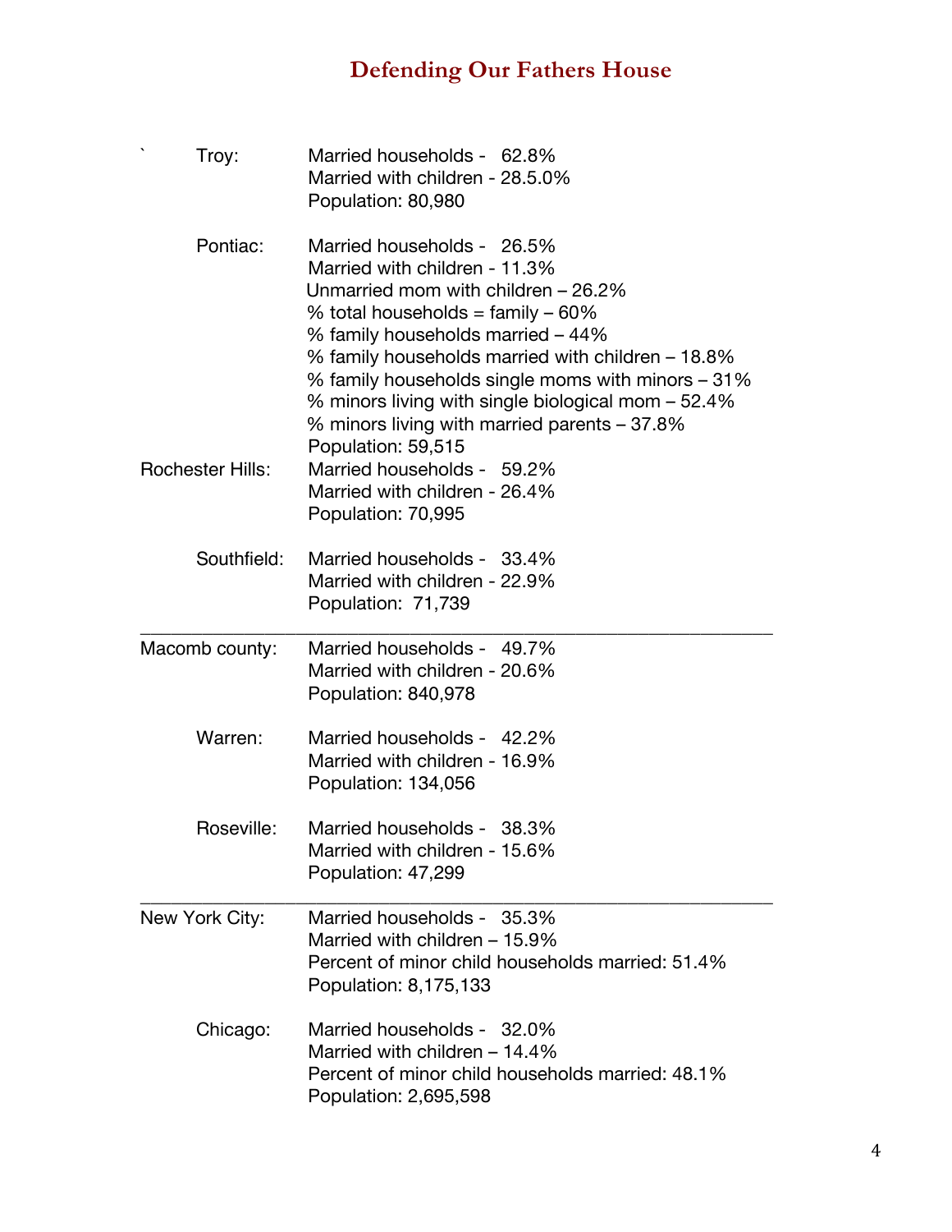` Troy: Married households - 62.8%
Married with children - 28.5.0%
Population: 80,980

Pontiac: Married households - 26.5%
Married with children - 11.3%
Unmarried mom with children – 26.2%
% total households = family – 60%
% family households married – 44%
% family households married with children – 18.8%
% family households single moms with minors – 31%
% minors living with single biological mom – 52.4%
% minors living with married parents – 37.8%
Population: 59,515

Rochester Hills: Married households - 59.2%
Married with children - 26.4%
Population: 70,995

Southfield: Married households - 33.4%
Married with children - 22.9%
Population: 71,739

---

Macomb county: Married households - 49.7%
Married with children - 20.6%
Population: 840,978

Warren: Married households - 42.2%
Married with children - 16.9%
Population: 134,056

Roseville: Married households - 38.3%
Married with children - 15.6%
Population: 47,299

---

New York City: Married households - 35.3%
Married with children – 15.9%
Percent of minor child households married: 51.4%
Population: 8,175,133

Chicago: Married households - 32.0%
Married with children – 14.4%
Percent of minor child households married: 48.1%
Population: 2,695,598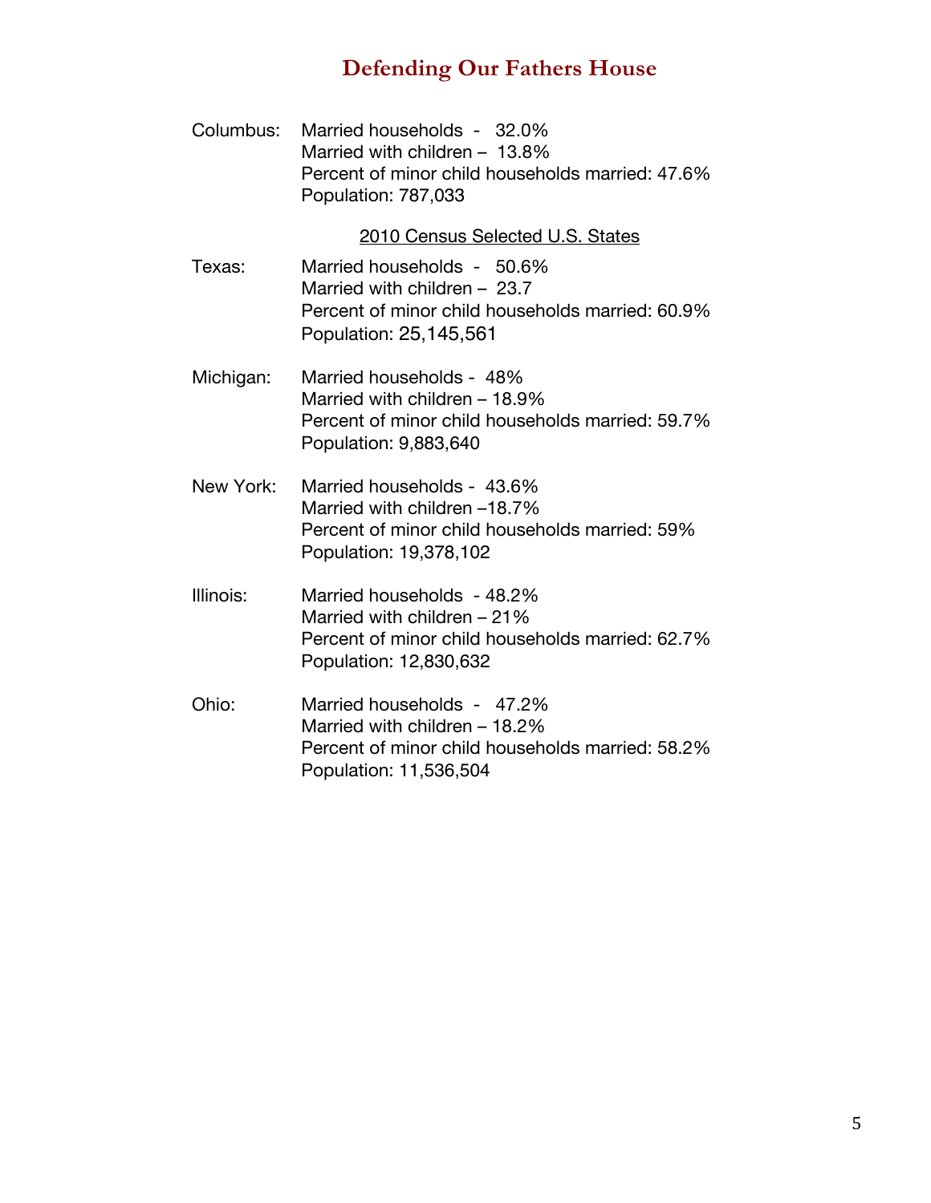Columbus: Married households - 32.0%
Married with children – 13.8%
Percent of minor child households married: 47.6%
Population: 787,033

<u>2010 Census Selected U.S. States</u>

Texas: Married households - 50.6%
Married with children – 23.7
Percent of minor child households married: 60.9%
Population: 25,145,561

Michigan: Married households - 48%
Married with children – 18.9%
Percent of minor child households married: 59.7%
Population: 9,883,640

New York: Married households - 43.6%
Married with children –18.7%
Percent of minor child households married: 59%
Population: 19,378,102

Illinois: Married households - 48.2%
Married with children – 21%
Percent of minor child households married: 62.7%
Population: 12,830,632

Ohio: Married households - 47.2%
Married with children – 18.2%
Percent of minor child households married: 58.2%
Population: 11,536,504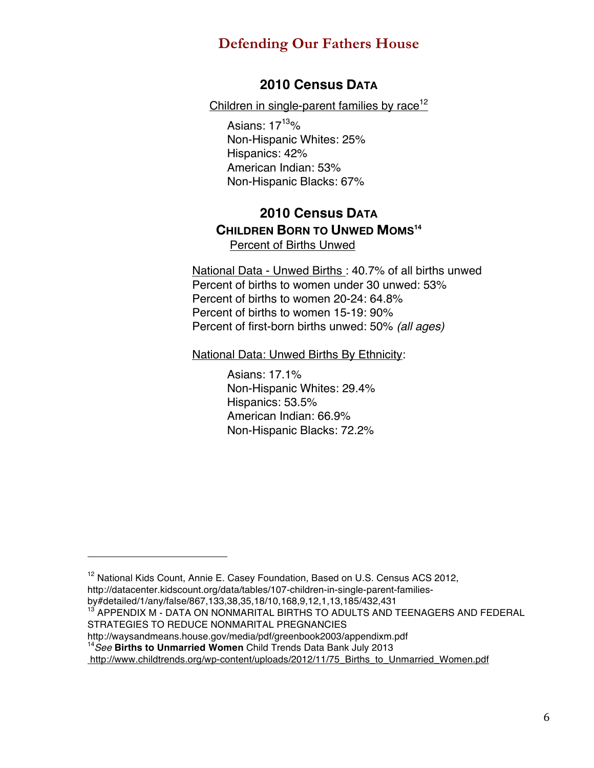## 2010 Census DATA

Children in single-parent families by race[12]

Asians: 17[13]%
Non-Hispanic Whites: 25%
Hispanics: 42%
American Indian: 53%
Non-Hispanic Blacks: 67%

## 2010 Census DATA
### CHILDREN BORN TO UNWED MOMS[14]

Percent of Births Unwed

National Data - Unwed Births : 40.7% of all births unwed
Percent of births to women under 30 unwed: 53%
Percent of births to women 20-24: 64.8%
Percent of births to women 15-19: 90%
Percent of first-born births unwed: 50% *(all ages)*

National Data: Unwed Births By Ethnicity:

Asians: 17.1%
Non-Hispanic Whites: 29.4%
Hispanics: 53.5%
American Indian: 66.9%
Non-Hispanic Blacks: 72.2%

---

[12] National Kids Count, Annie E. Casey Foundation, Based on U.S. Census ACS 2012, http://datacenter.kidscount.org/data/tables/107-children-in-single-parent-families-by#detailed/1/any/false/867,133,38,35,18/10,168,9,12,1,13,185/432,431

[13] APPENDIX M - DATA ON NONMARITAL BIRTHS TO ADULTS AND TEENAGERS AND FEDERAL STRATEGIES TO REDUCE NONMARITAL PREGNANCIES http://waysandmeans.house.gov/media/pdf/greenbook2003/appendixm.pdf

[14] *See* **Births to Unmarried Women** Child Trends Data Bank July 2013 http://www.childtrends.org/wp-content/uploads/2012/11/75_Births_to_Unmarried_Women.pdf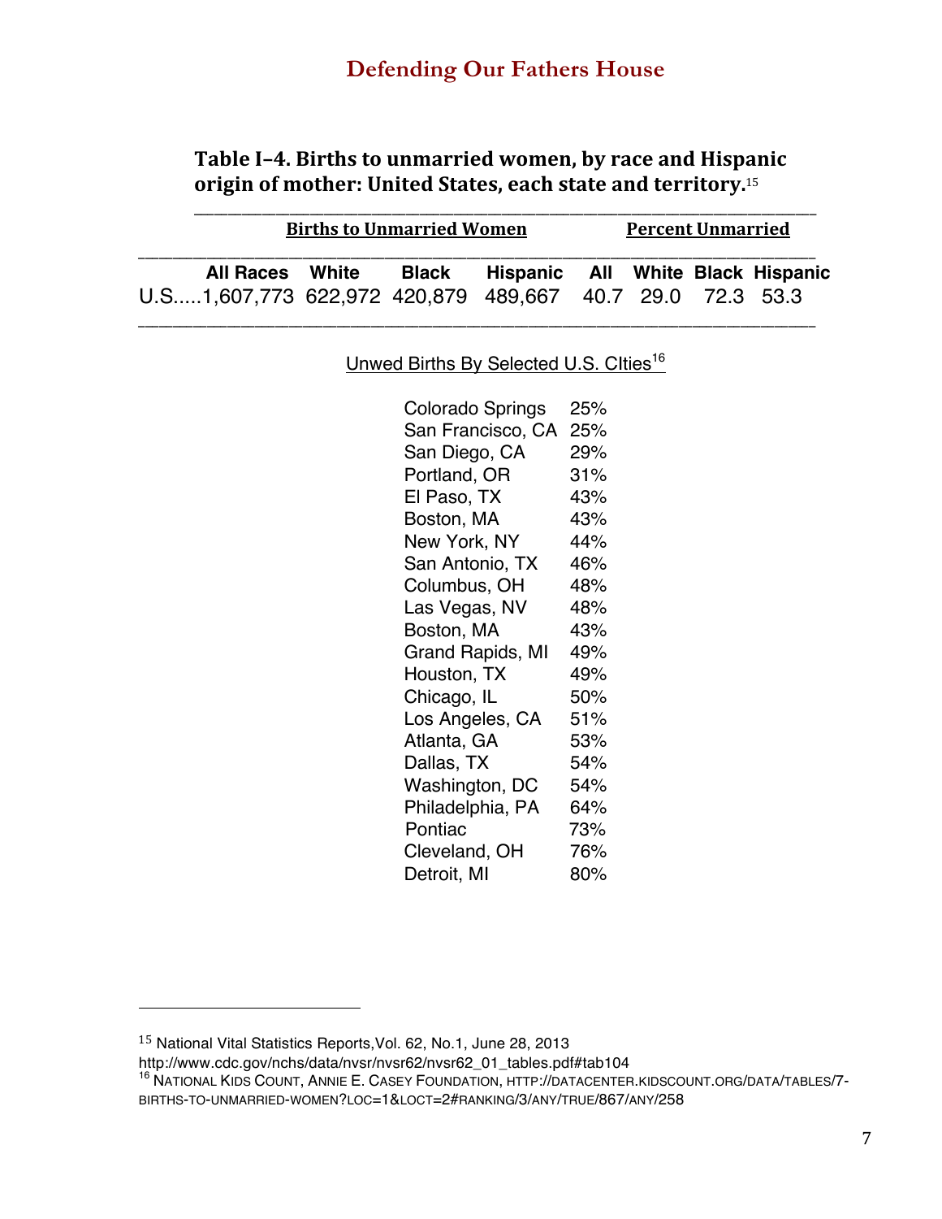**Table I–4. Births to unmarried women, by race and Hispanic origin of mother: United States, each state and territory.**[15]

| | Births to Unmarried Women | | | | Percent Unmarried | | | |
|---|---|---|---|---|---|---|---|---|
| | All Races | White | Black | Hispanic | All | White | Black | Hispanic |
| U.S. | 1,607,773 | 622,972 | 420,879 | 489,667 | 40.7 | 29.0 | 72.3 | 53.3 |

Unwed Births By Selected U.S. CIties[16]

| | |
|---|---|
| Colorado Springs | 25% |
| San Francisco, CA | 25% |
| San Diego, CA | 29% |
| Portland, OR | 31% |
| El Paso, TX | 43% |
| Boston, MA | 43% |
| New York, NY | 44% |
| San Antonio, TX | 46% |
| Columbus, OH | 48% |
| Las Vegas, NV | 48% |
| Boston, MA | 43% |
| Grand Rapids, MI | 49% |
| Houston, TX | 49% |
| Chicago, IL | 50% |
| Los Angeles, CA | 51% |
| Atlanta, GA | 53% |
| Dallas, TX | 54% |
| Washington, DC | 54% |
| Philadelphia, PA | 64% |
| Pontiac | 73% |
| Cleveland, OH | 76% |
| Detroit, MI | 80% |

---

[15] National Vital Statistics Reports,Vol. 62, No.1, June 28, 2013 http://www.cdc.gov/nchs/data/nvsr/nvsr62/nvsr62_01_tables.pdf#tab104

[16] National Kids Count, Annie E. Casey Foundation, http://datacenter.kidscount.org/data/tables/7-births-to-unmarried-women?loc=1&loct=2#ranking/3/any/true/867/any/258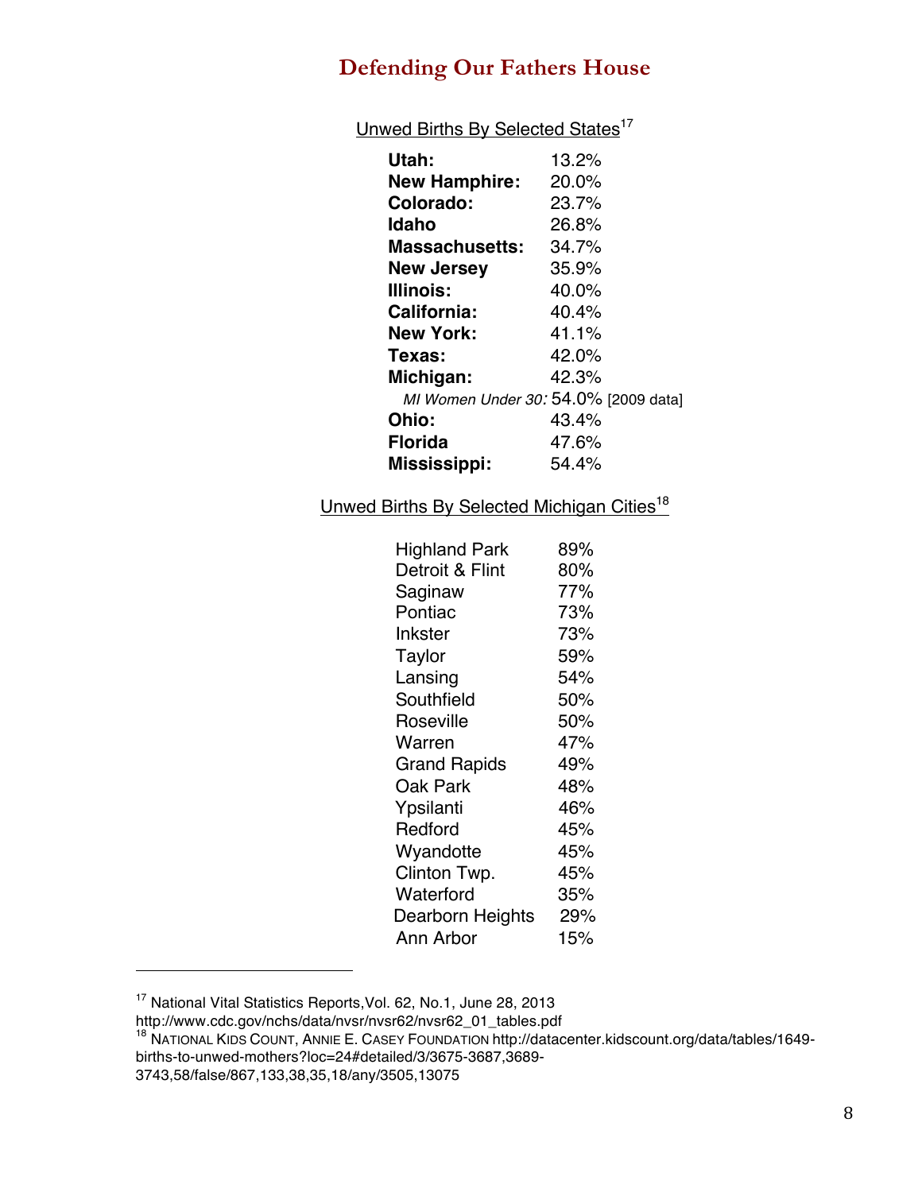Unwed Births By Selected States[17]

| State | Percent |
|---|---|
| **Utah:** | 13.2% |
| **New Hamphire:** | 20.0% |
| **Colorado:** | 23.7% |
| **Idaho** | 26.8% |
| **Massachusetts:** | 34.7% |
| **New Jersey** | 35.9% |
| **Illinois:** | 40.0% |
| **California:** | 40.4% |
| **New York:** | 41.1% |
| **Texas:** | 42.0% |
| **Michigan:** | 42.3% |
| *MI Women Under 30:* | 54.0% [2009 data] |
| **Ohio:** | 43.4% |
| **Florida** | 47.6% |
| **Mississippi:** | 54.4% |

Unwed Births By Selected Michigan Cities[18]

| City | Percent |
|---|---|
| Highland Park | 89% |
| Detroit & Flint | 80% |
| Saginaw | 77% |
| Pontiac | 73% |
| Inkster | 73% |
| Taylor | 59% |
| Lansing | 54% |
| Southfield | 50% |
| Roseville | 50% |
| Warren | 47% |
| Grand Rapids | 49% |
| Oak Park | 48% |
| Ypsilanti | 46% |
| Redford | 45% |
| Wyandotte | 45% |
| Clinton Twp. | 45% |
| Waterford | 35% |
| Dearborn Heights | 29% |
| Ann Arbor | 15% |

---

[17] National Vital Statistics Reports,Vol. 62, No.1, June 28, 2013 http://www.cdc.gov/nchs/data/nvsr/nvsr62/nvsr62_01_tables.pdf

[18] National Kids Count, Annie E. Casey Foundation http://datacenter.kidscount.org/data/tables/1649-births-to-unwed-mothers?loc=24#detailed/3/3675-3687,3689-3743,58/false/867,133,38,35,18/any/3505,13075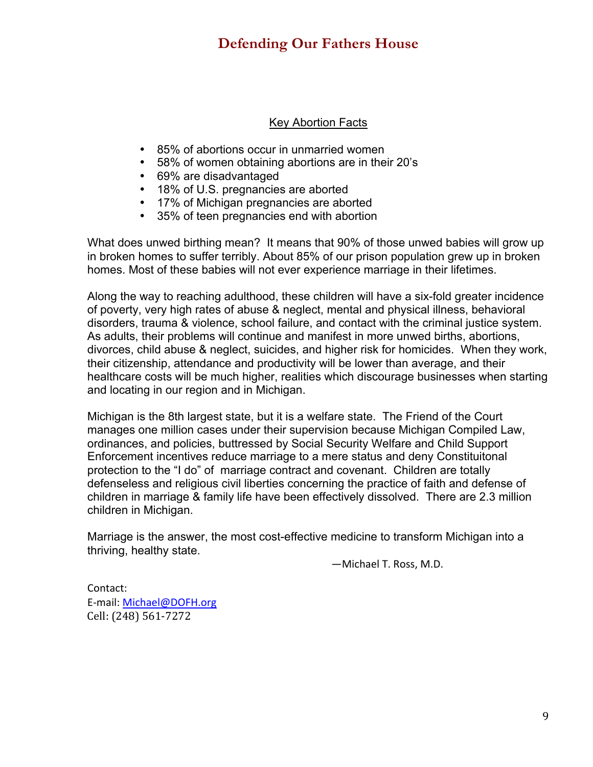# Defending Our Fathers House

## Key Abortion Facts

- 85% of abortions occur in unmarried women
- 58% of women obtaining abortions are in their 20's
- 69% are disadvantaged
- 18% of U.S. pregnancies are aborted
- 17% of Michigan pregnancies are aborted
- 35% of teen pregnancies end with abortion

What does unwed birthing mean? It means that 90% of those unwed babies will grow up in broken homes to suffer terribly. About 85% of our prison population grew up in broken homes. Most of these babies will not ever experience marriage in their lifetimes.

Along the way to reaching adulthood, these children will have a six-fold greater incidence of poverty, very high rates of abuse & neglect, mental and physical illness, behavioral disorders, trauma & violence, school failure, and contact with the criminal justice system. As adults, their problems will continue and manifest in more unwed births, abortions, divorces, child abuse & neglect, suicides, and higher risk for homicides. When they work, their citizenship, attendance and productivity will be lower than average, and their healthcare costs will be much higher, realities which discourage businesses when starting and locating in our region and in Michigan.

Michigan is the 8th largest state, but it is a welfare state. The Friend of the Court manages one million cases under their supervision because Michigan Compiled Law, ordinances, and policies, buttressed by Social Security Welfare and Child Support Enforcement incentives reduce marriage to a mere status and deny Constituitonal protection to the "I do" of marriage contract and covenant. Children are totally defenseless and religious civil liberties concerning the practice of faith and defense of children in marriage & family life have been effectively dissolved. There are 2.3 million children in Michigan.

Marriage is the answer, the most cost-effective medicine to transform Michigan into a thriving, healthy state.

—Michael T. Ross, M.D.

Contact:
E-mail: Michael@DOFH.org
Cell: (248) 561-7272